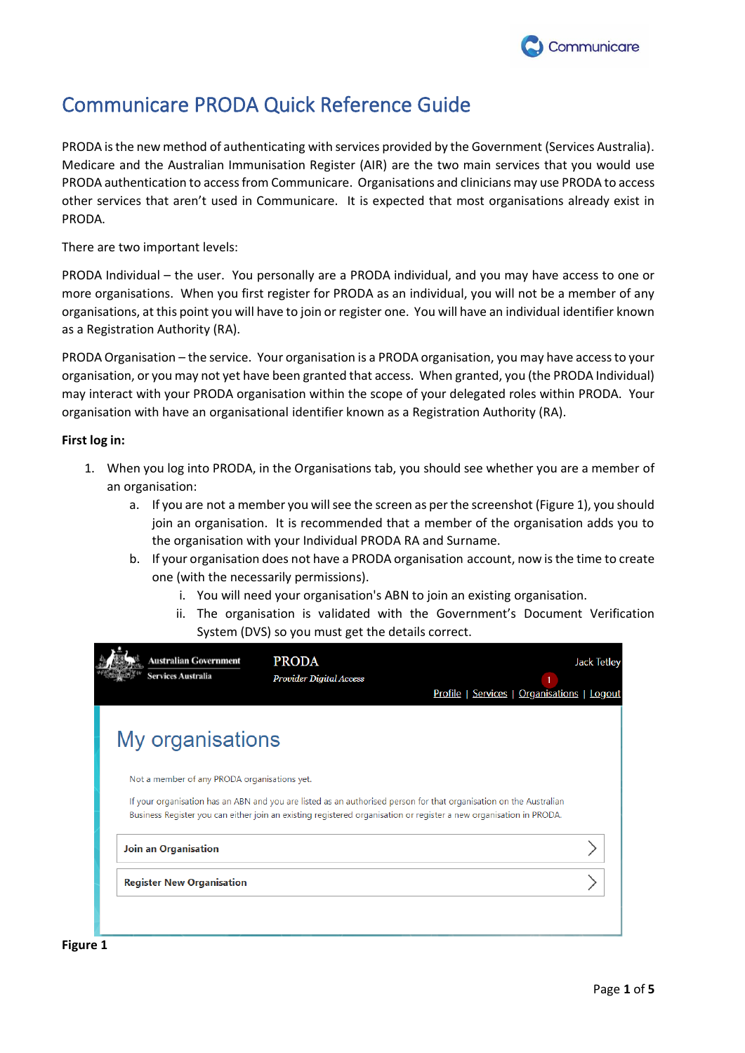# Communicare PRODA Quick Reference Guide

PRODA is the new method of authenticating with services provided by the Government (Services Australia). Medicare and the Australian Immunisation Register (AIR) are the two main services that you would use PRODA authentication to access from Communicare. Organisations and clinicians may use PRODA to access other services that aren't used in Communicare. It is expected that most organisations already exist in PRODA.

There are two important levels:

PRODA Individual – the user. You personally are a PRODA individual, and you may have access to one or more organisations. When you first register for PRODA as an individual, you will not be a member of any organisations, at this point you will have to join or register one. You will have an individual identifier known as a Registration Authority (RA).

PRODA Organisation – the service. Your organisation is a PRODA organisation, you may have access to your organisation, or you may not yet have been granted that access. When granted, you (the PRODA Individual) may interact with your PRODA organisation within the scope of your delegated roles within PRODA. Your organisation with have an organisational identifier known as a Registration Authority (RA).

**First log in:**

1. When you log into PRODA, in the Organisations tab, you should see whether you are a member of an organisation:
    a. If you are not a member you will see the screen as per the screenshot (Figure 1), you should join an organisation. It is recommended that a member of the organisation adds you to the organisation with your Individual PRODA RA and Surname.
    b. If your organisation does not have a PRODA organisation account, now is the time to create one (with the necessarily permissions).
        i. You will need your organisation's ABN to join an existing organisation.
        ii. The organisation is validated with the Government's Document Verification System (DVS) so you must get the details correct.

**Figure 1**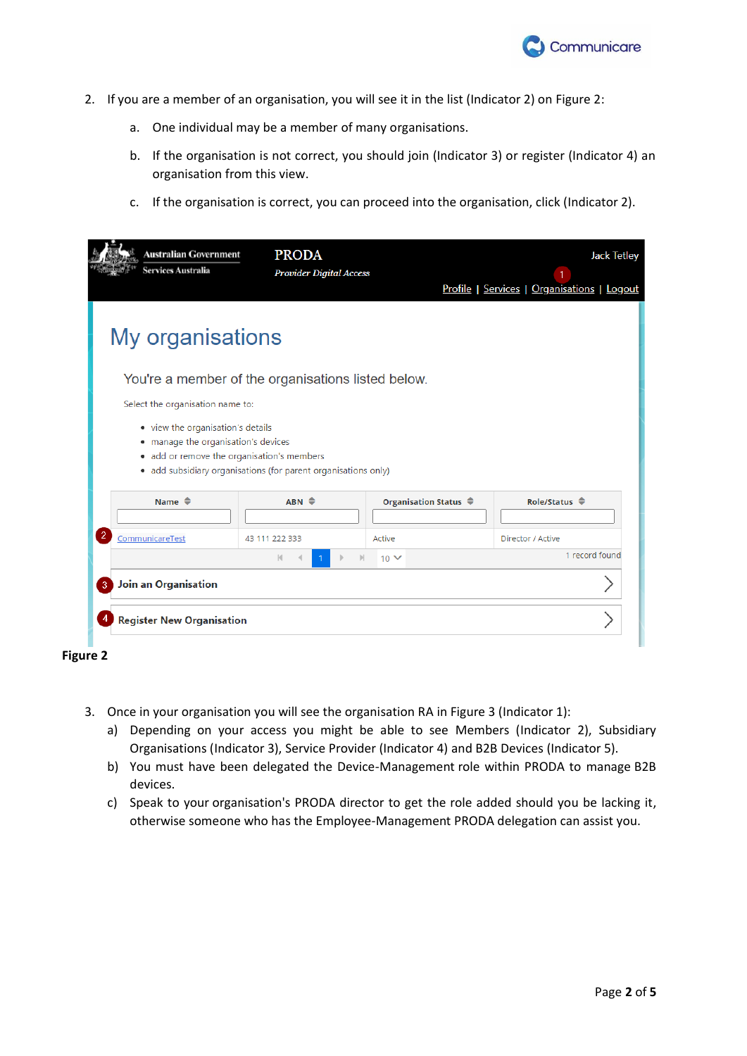2. If you are a member of an organisation, you will see it in the list (Indicator 2) on Figure 2:
    a. One individual may be a member of many organisations.
    b. If the organisation is not correct, you should join (Indicator 3) or register (Indicator 4) an organisation from this view.
    c. If the organisation is correct, you can proceed into the organisation, click (Indicator 2).

**Figure 2**

3. Once in your organisation you will see the organisation RA in Figure 3 (Indicator 1):
    a) Depending on your access you might be able to see Members (Indicator 2), Subsidiary Organisations (Indicator 3), Service Provider (Indicator 4) and B2B Devices (Indicator 5).
    b) You must have been delegated the Device-Management role within PRODA to manage B2B devices.
    c) Speak to your organisation's PRODA director to get the role added should you be lacking it, otherwise someone who has the Employee-Management PRODA delegation can assist you.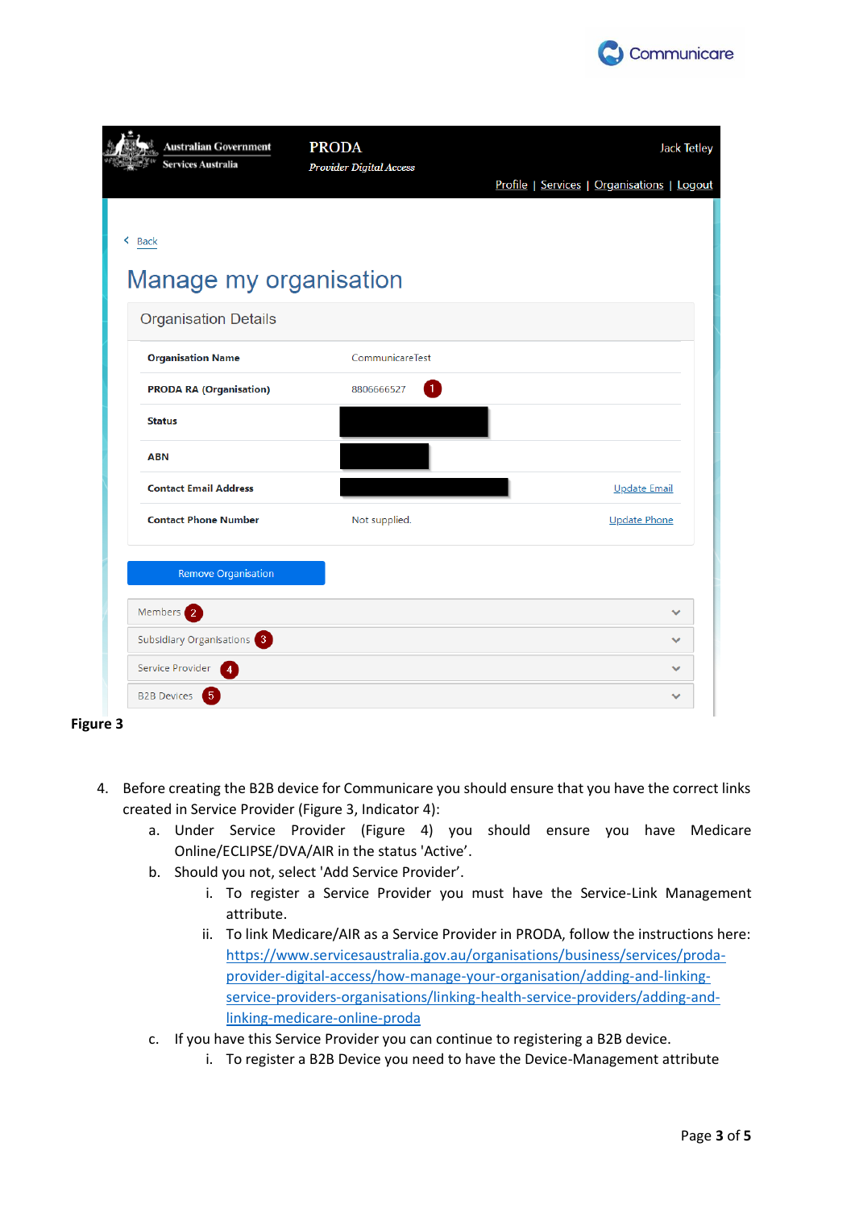**Figure 3**

4. Before creating the B2B device for Communicare you should ensure that you have the correct links created in Service Provider (Figure 3, Indicator 4):
   a. Under Service Provider (Figure 4) you should ensure you have Medicare Online/ECLIPSE/DVA/AIR in the status 'Active'.
   b. Should you not, select 'Add Service Provider'.
      i. To register a Service Provider you must have the Service-Link Management attribute.
      ii. To link Medicare/AIR as a Service Provider in PRODA, follow the instructions here: [https://www.servicesaustralia.gov.au/organisations/business/services/proda-provider-digital-access/how-manage-your-organisation/adding-and-linking-service-providers-organisations/linking-health-service-providers/adding-and-linking-medicare-online-proda](https://www.servicesaustralia.gov.au/organisations/business/services/proda-provider-digital-access/how-manage-your-organisation/adding-and-linking-service-providers-organisations/linking-health-service-providers/adding-and-linking-medicare-online-proda)
   c. If you have this Service Provider you can continue to registering a B2B device.
      i. To register a B2B Device you need to have the Device-Management attribute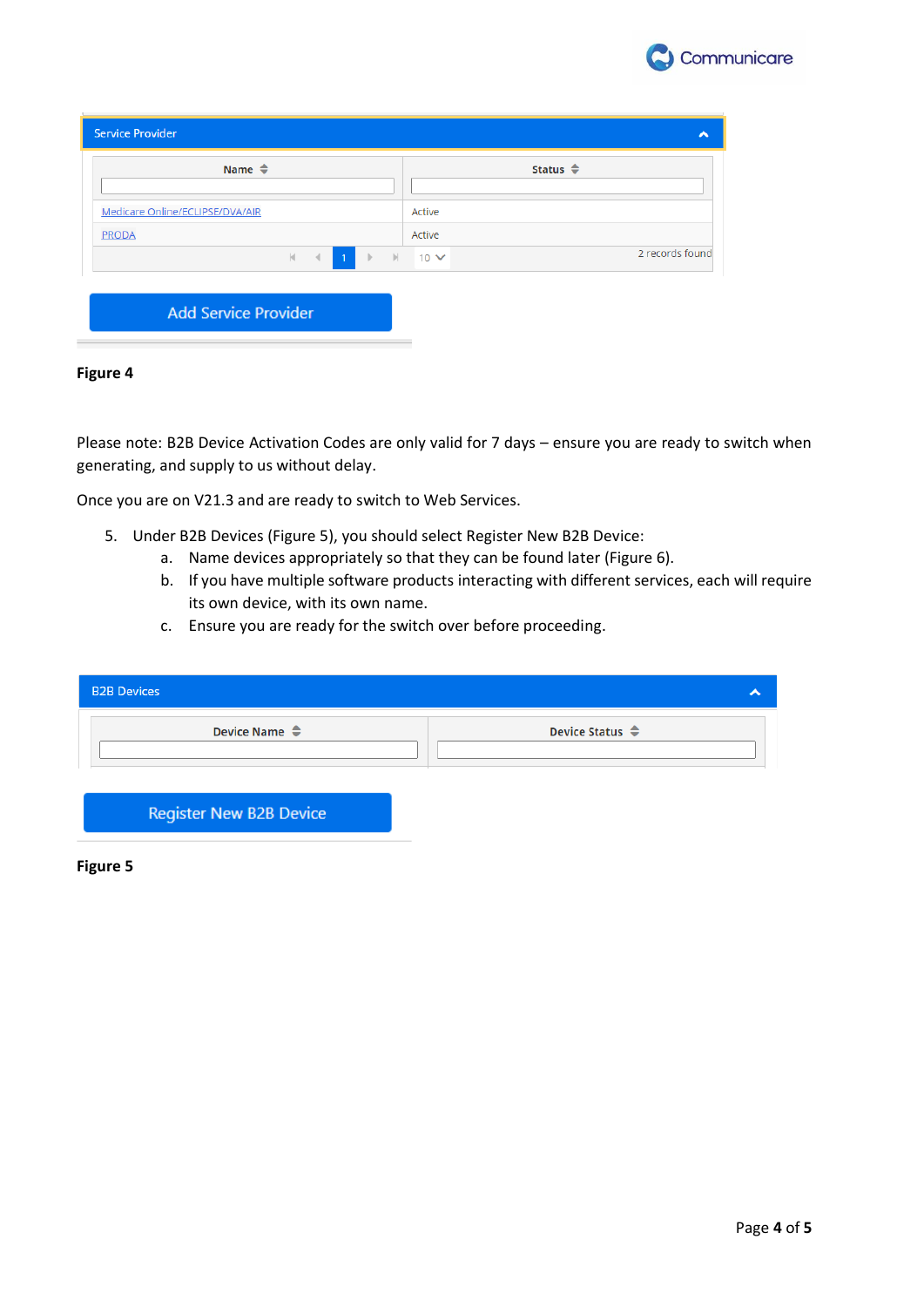**Service Provider**

| Name | Status |
| --- | --- |
| Medicare Online/ECLIPSE/DVA/AIR | Active |
| PRODA | Active |

2 records found

Add Service Provider

**Figure 4**

Please note: B2B Device Activation Codes are only valid for 7 days – ensure you are ready to switch when generating, and supply to us without delay.

Once you are on V21.3 and are ready to switch to Web Services.

5. Under B2B Devices (Figure 5), you should select Register New B2B Device:
   a. Name devices appropriately so that they can be found later (Figure 6).
   b. If you have multiple software products interacting with different services, each will require its own device, with its own name.
   c. Ensure you are ready for the switch over before proceeding.

**B2B Devices**

| Device Name | Device Status |
| --- | --- |

Register New B2B Device

**Figure 5**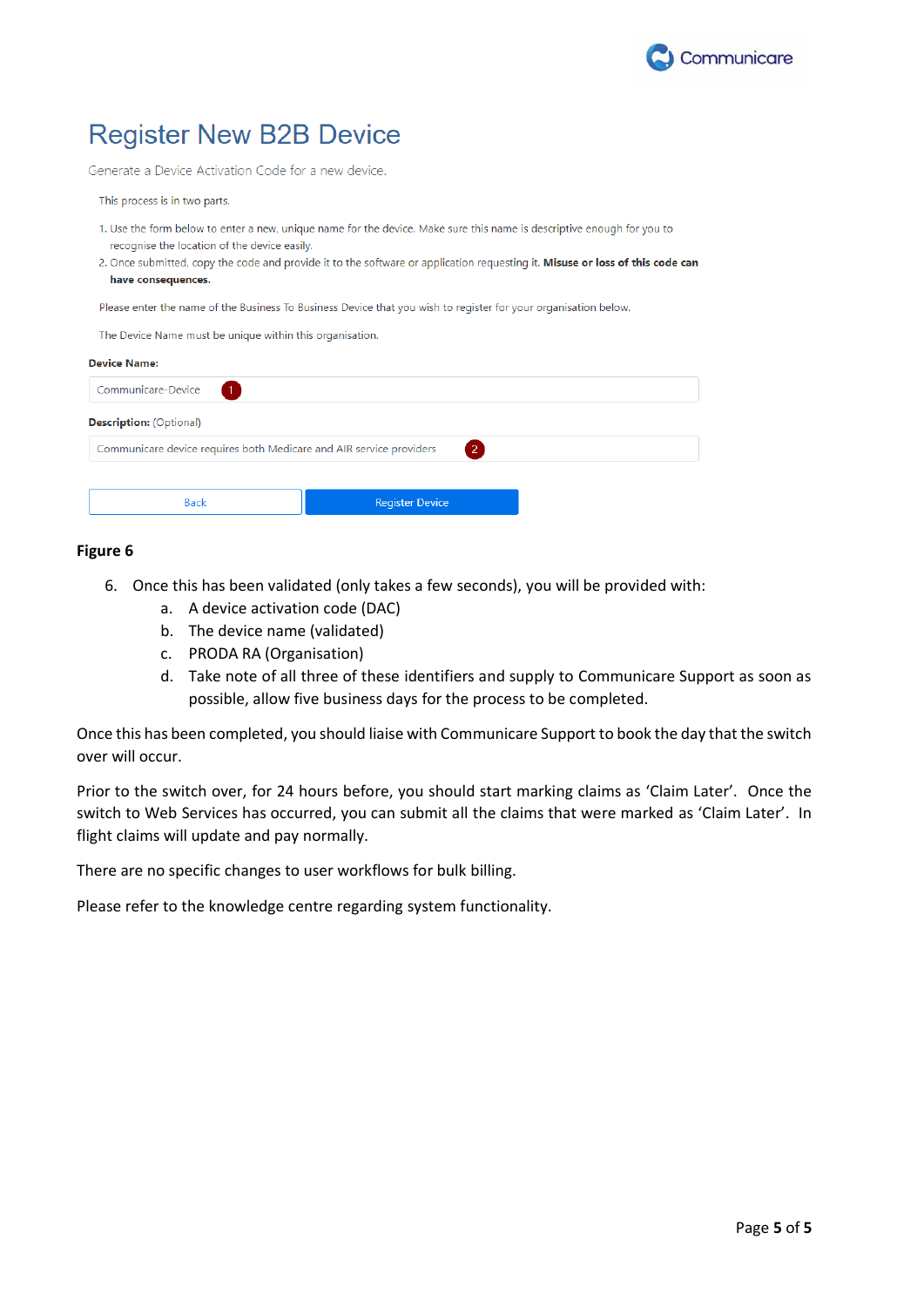# Register New B2B Device

Generate a Device Activation Code for a new device.

This process is in two parts.

1. Use the form below to enter a new, unique name for the device. Make sure this name is descriptive enough for you to recognise the location of the device easily.
2. Once submitted, copy the code and provide it to the software or application requesting it. **Misuse or loss of this code can have consequences.**

Please enter the name of the Business To Business Device that you wish to register for your organisation below.

The Device Name must be unique within this organisation.

**Device Name:**

Communicare-Device (1)

**Description:** (Optional)

Communicare device requires both Medicare and AIR service providers (2)

Back | Register Device

**Figure 6**

6. Once this has been validated (only takes a few seconds), you will be provided with:
   a. A device activation code (DAC)
   b. The device name (validated)
   c. PRODA RA (Organisation)
   d. Take note of all three of these identifiers and supply to Communicare Support as soon as possible, allow five business days for the process to be completed.

Once this has been completed, you should liaise with Communicare Support to book the day that the switch over will occur.

Prior to the switch over, for 24 hours before, you should start marking claims as 'Claim Later'. Once the switch to Web Services has occurred, you can submit all the claims that were marked as 'Claim Later'. In flight claims will update and pay normally.

There are no specific changes to user workflows for bulk billing.

Please refer to the knowledge centre regarding system functionality.